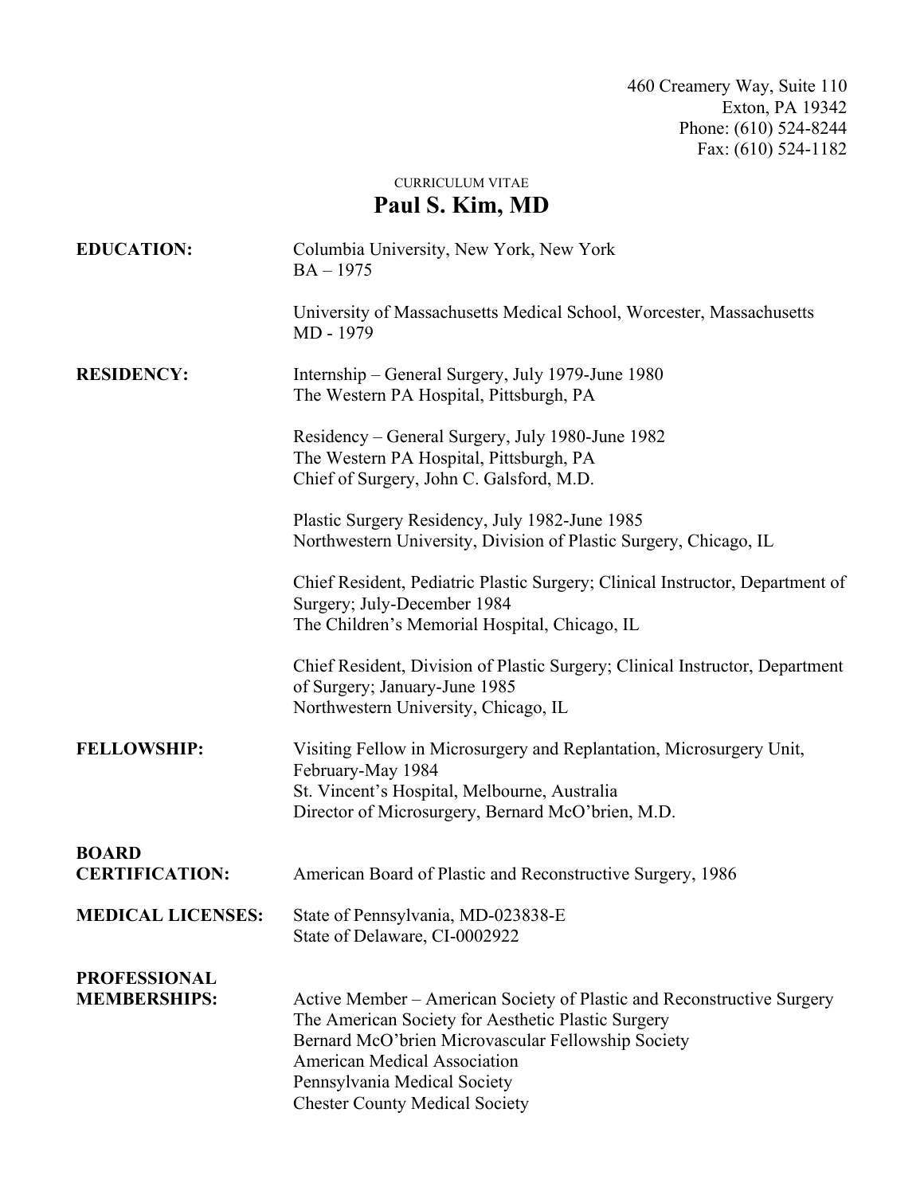460 Creamery Way, Suite 110
Exton, PA 19342
Phone: (610) 524-8244
Fax: (610) 524-1182

CURRICULUM VITAE

# Paul S. Kim, MD

**EDUCATION:**

Columbia University, New York, New York
BA – 1975

University of Massachusetts Medical School, Worcester, Massachusetts
MD - 1979

**RESIDENCY:**

Internship – General Surgery, July 1979-June 1980
The Western PA Hospital, Pittsburgh, PA

Residency – General Surgery, July 1980-June 1982
The Western PA Hospital, Pittsburgh, PA
Chief of Surgery, John C. Galsford, M.D.

Plastic Surgery Residency, July 1982-June 1985
Northwestern University, Division of Plastic Surgery, Chicago, IL

Chief Resident, Pediatric Plastic Surgery; Clinical Instructor, Department of Surgery; July-December 1984
The Children's Memorial Hospital, Chicago, IL

Chief Resident, Division of Plastic Surgery; Clinical Instructor, Department of Surgery; January-June 1985
Northwestern University, Chicago, IL

**FELLOWSHIP:**

Visiting Fellow in Microsurgery and Replantation, Microsurgery Unit, February-May 1984
St. Vincent's Hospital, Melbourne, Australia
Director of Microsurgery, Bernard McO'brien, M.D.

**BOARD CERTIFICATION:**

American Board of Plastic and Reconstructive Surgery, 1986

**MEDICAL LICENSES:**

State of Pennsylvania, MD-023838-E
State of Delaware, CI-0002922

**PROFESSIONAL MEMBERSHIPS:**

Active Member – American Society of Plastic and Reconstructive Surgery
The American Society for Aesthetic Plastic Surgery
Bernard McO'brien Microvascular Fellowship Society
American Medical Association
Pennsylvania Medical Society
Chester County Medical Society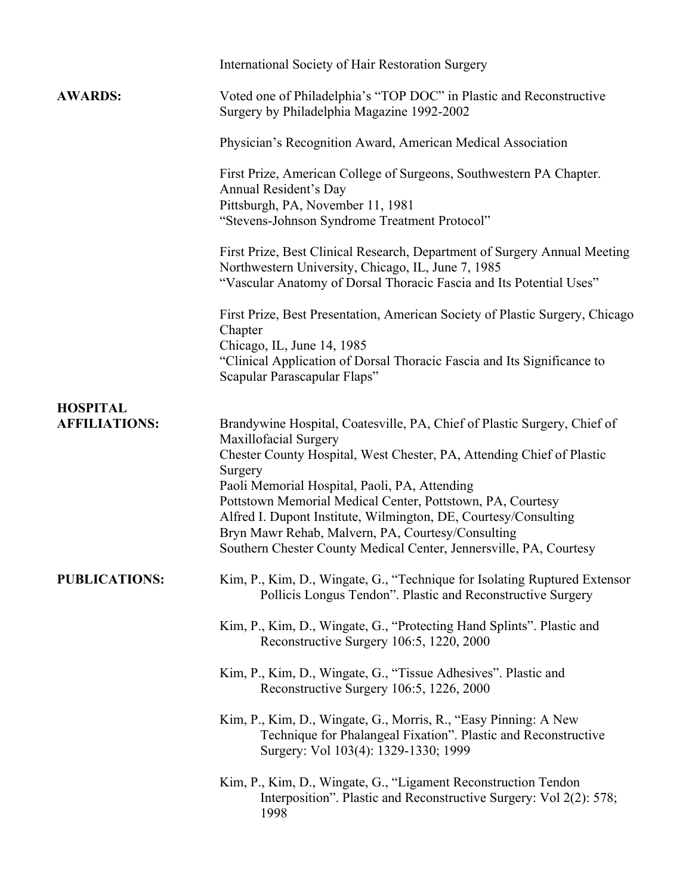International Society of Hair Restoration Surgery

**AWARDS:**

Voted one of Philadelphia's "TOP DOC" in Plastic and Reconstructive Surgery by Philadelphia Magazine 1992-2002

Physician's Recognition Award, American Medical Association

First Prize, American College of Surgeons, Southwestern PA Chapter. Annual Resident's Day
Pittsburgh, PA, November 11, 1981
"Stevens-Johnson Syndrome Treatment Protocol"

First Prize, Best Clinical Research, Department of Surgery Annual Meeting
Northwestern University, Chicago, IL, June 7, 1985
"Vascular Anatomy of Dorsal Thoracic Fascia and Its Potential Uses"

First Prize, Best Presentation, American Society of Plastic Surgery, Chicago Chapter
Chicago, IL, June 14, 1985
"Clinical Application of Dorsal Thoracic Fascia and Its Significance to Scapular Parascapular Flaps"

**HOSPITAL AFFILIATIONS:**

Brandywine Hospital, Coatesville, PA, Chief of Plastic Surgery, Chief of Maxillofacial Surgery
Chester County Hospital, West Chester, PA, Attending Chief of Plastic Surgery
Paoli Memorial Hospital, Paoli, PA, Attending
Pottstown Memorial Medical Center, Pottstown, PA, Courtesy
Alfred I. Dupont Institute, Wilmington, DE, Courtesy/Consulting
Bryn Mawr Rehab, Malvern, PA, Courtesy/Consulting
Southern Chester County Medical Center, Jennersville, PA, Courtesy

**PUBLICATIONS:**

Kim, P., Kim, D., Wingate, G., "Technique for Isolating Ruptured Extensor Pollicis Longus Tendon". Plastic and Reconstructive Surgery

Kim, P., Kim, D., Wingate, G., "Protecting Hand Splints". Plastic and Reconstructive Surgery 106:5, 1220, 2000

Kim, P., Kim, D., Wingate, G., "Tissue Adhesives". Plastic and Reconstructive Surgery 106:5, 1226, 2000

Kim, P., Kim, D., Wingate, G., Morris, R., "Easy Pinning: A New Technique for Phalangeal Fixation". Plastic and Reconstructive Surgery: Vol 103(4): 1329-1330; 1999

Kim, P., Kim, D., Wingate, G., "Ligament Reconstruction Tendon Interposition". Plastic and Reconstructive Surgery: Vol 2(2): 578; 1998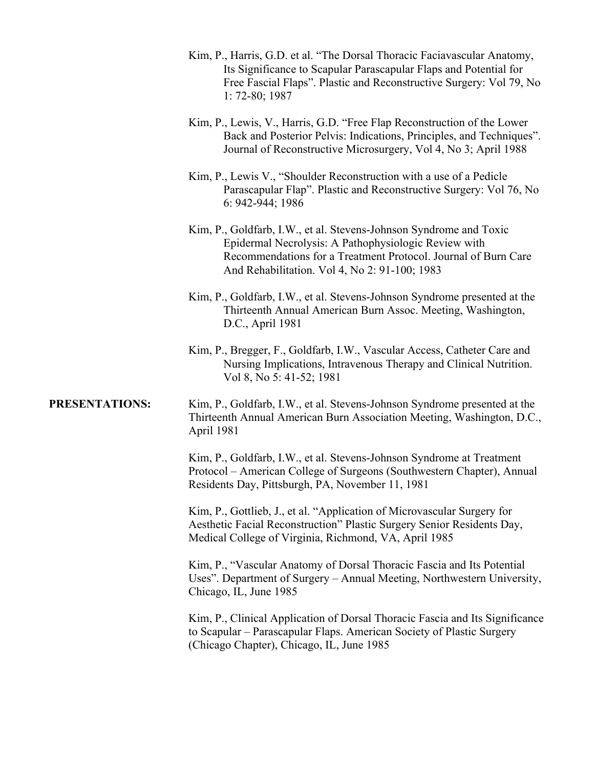Kim, P., Harris, G.D. et al. "The Dorsal Thoracic Faciavascular Anatomy, Its Significance to Scapular Parascapular Flaps and Potential for Free Fascial Flaps". Plastic and Reconstructive Surgery: Vol 79, No 1: 72-80; 1987

Kim, P., Lewis, V., Harris, G.D. "Free Flap Reconstruction of the Lower Back and Posterior Pelvis: Indications, Principles, and Techniques". Journal of Reconstructive Microsurgery, Vol 4, No 3; April 1988

Kim, P., Lewis V., "Shoulder Reconstruction with a use of a Pedicle Parascapular Flap". Plastic and Reconstructive Surgery: Vol 76, No 6: 942-944; 1986

Kim, P., Goldfarb, I.W., et al. Stevens-Johnson Syndrome and Toxic Epidermal Necrolysis: A Pathophysiologic Review with Recommendations for a Treatment Protocol. Journal of Burn Care And Rehabilitation. Vol 4, No 2: 91-100; 1983

Kim, P., Goldfarb, I.W., et al. Stevens-Johnson Syndrome presented at the Thirteenth Annual American Burn Assoc. Meeting, Washington, D.C., April 1981

Kim, P., Bregger, F., Goldfarb, I.W., Vascular Access, Catheter Care and Nursing Implications, Intravenous Therapy and Clinical Nutrition. Vol 8, No 5: 41-52; 1981

**PRESENTATIONS:**

Kim, P., Goldfarb, I.W., et al. Stevens-Johnson Syndrome presented at the Thirteenth Annual American Burn Association Meeting, Washington, D.C., April 1981

Kim, P., Goldfarb, I.W., et al. Stevens-Johnson Syndrome at Treatment Protocol – American College of Surgeons (Southwestern Chapter), Annual Residents Day, Pittsburgh, PA, November 11, 1981

Kim, P., Gottlieb, J., et al. "Application of Microvascular Surgery for Aesthetic Facial Reconstruction" Plastic Surgery Senior Residents Day, Medical College of Virginia, Richmond, VA, April 1985

Kim, P., "Vascular Anatomy of Dorsal Thoracic Fascia and Its Potential Uses". Department of Surgery – Annual Meeting, Northwestern University, Chicago, IL, June 1985

Kim, P., Clinical Application of Dorsal Thoracic Fascia and Its Significance to Scapular – Parascapular Flaps. American Society of Plastic Surgery (Chicago Chapter), Chicago, IL, June 1985